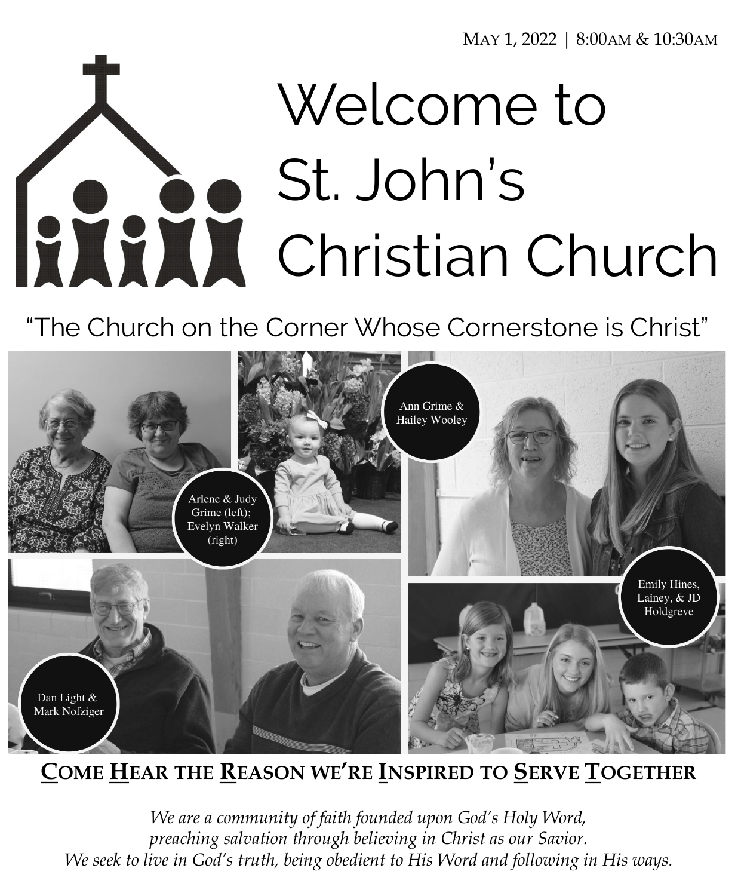MAY 1, 2022 | 8:00AM & 10:30AM

# Welcome to St. John's Christian Church

"The Church on the Corner Whose Cornerstone is Christ"

Arlene & Judy Grime (left); Evelyn Walker (right)

Ann Grime & Hailey Wooley

Emily Hines, Lainey, & JD Holdgreve

Dan Light & Mark Nofziger

## <u>C</u>OME <u>H</u>EAR THE <u>R</u>EASON WE'RE <u>I</u>NSPIRED TO <u>S</u>ERVE <u>T</u>OGETHER

*We are a community of faith founded upon God's Holy Word,*
*preaching salvation through believing in Christ as our Savior.*
*We seek to live in God's truth, being obedient to His Word and following in His ways.*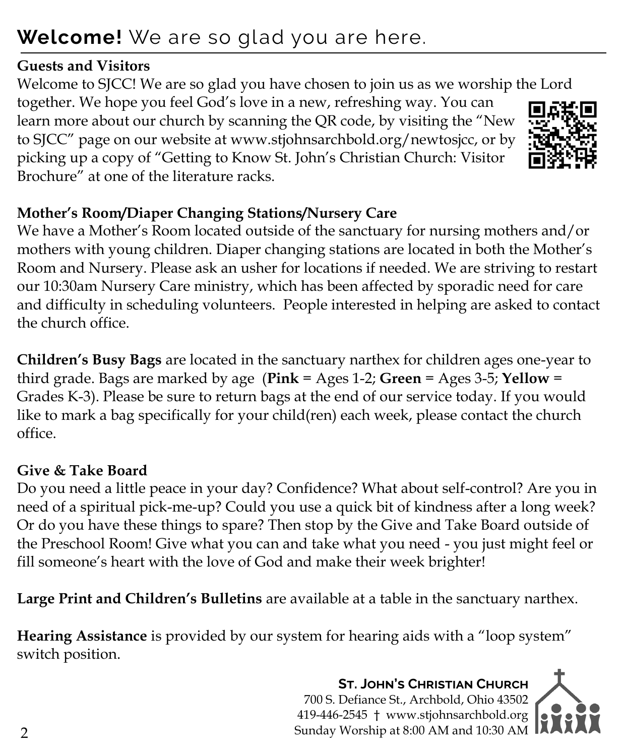# **Welcome!** We are so glad you are here.

**Guests and Visitors**

Welcome to SJCC! We are so glad you have chosen to join us as we worship the Lord together. We hope you feel God's love in a new, refreshing way. You can learn more about our church by scanning the QR code, by visiting the "New to SJCC" page on our website at www.stjohnsarchbold.org/newtosjcc, or by picking up a copy of "Getting to Know St. John's Christian Church: Visitor Brochure" at one of the literature racks.

**Mother's Room/Diaper Changing Stations/Nursery Care**

We have a Mother's Room located outside of the sanctuary for nursing mothers and/or mothers with young children. Diaper changing stations are located in both the Mother's Room and Nursery. Please ask an usher for locations if needed. We are striving to restart our 10:30am Nursery Care ministry, which has been affected by sporadic need for care and difficulty in scheduling volunteers. People interested in helping are asked to contact the church office.

**Children's Busy Bags** are located in the sanctuary narthex for children ages one-year to third grade. Bags are marked by age (**Pink** = Ages 1-2; **Green** = Ages 3-5; **Yellow** = Grades K-3). Please be sure to return bags at the end of our service today. If you would like to mark a bag specifically for your child(ren) each week, please contact the church office.

**Give & Take Board**

Do you need a little peace in your day? Confidence? What about self-control? Are you in need of a spiritual pick-me-up? Could you use a quick bit of kindness after a long week? Or do you have these things to spare? Then stop by the Give and Take Board outside of the Preschool Room! Give what you can and take what you need - you just might feel or fill someone's heart with the love of God and make their week brighter!

**Large Print and Children's Bulletins** are available at a table in the sanctuary narthex.

**Hearing Assistance** is provided by our system for hearing aids with a "loop system" switch position.

**St. John's Christian Church**
700 S. Defiance St., Archbold, Ohio 43502
419-446-2545 † www.stjohnsarchbold.org
Sunday Worship at 8:00 AM and 10:30 AM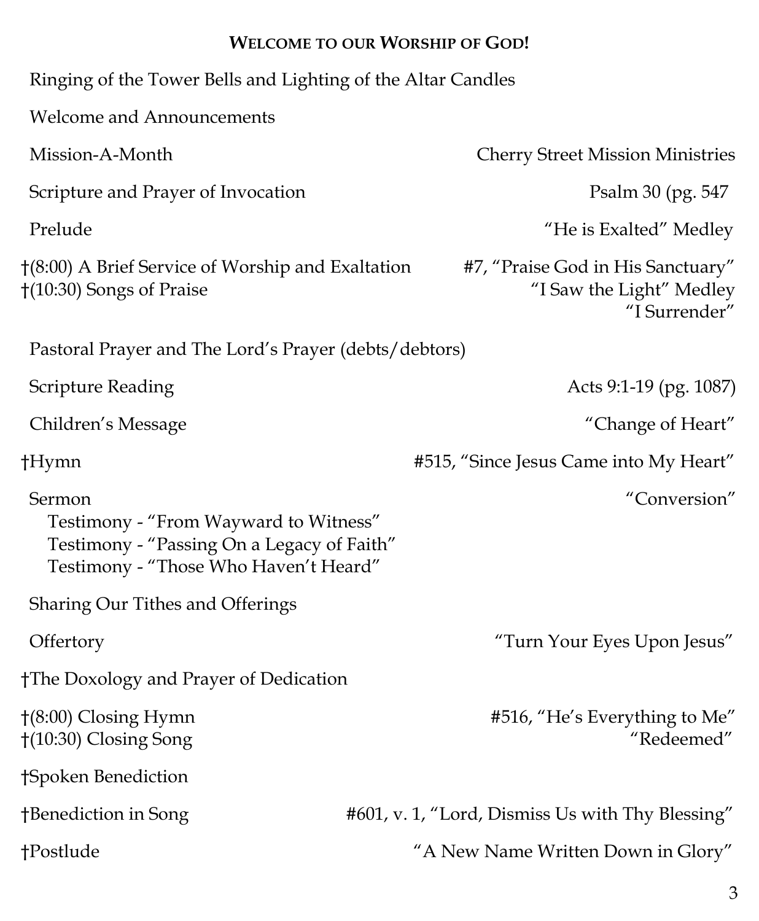## Welcome to our Worship of God!

Ringing of the Tower Bells and Lighting of the Altar Candles

Welcome and Announcements

Mission-A-Month — Cherry Street Mission Ministries

Scripture and Prayer of Invocation — Psalm 30 (pg. 547

Prelude — "He is Exalted" Medley

†(8:00) A Brief Service of Worship and Exaltation — #7, "Praise God in His Sanctuary"
†(10:30) Songs of Praise — "I Saw the Light" Medley
"I Surrender"

Pastoral Prayer and The Lord's Prayer (debts/debtors)

Scripture Reading — Acts 9:1-19 (pg. 1087)

Children's Message — "Change of Heart"

†Hymn — #515, "Since Jesus Came into My Heart"

Sermon — "Conversion"
- Testimony - "From Wayward to Witness"
- Testimony - "Passing On a Legacy of Faith"
- Testimony - "Those Who Haven't Heard"

Sharing Our Tithes and Offerings

Offertory — "Turn Your Eyes Upon Jesus"

†The Doxology and Prayer of Dedication

†(8:00) Closing Hymn — #516, "He's Everything to Me"
†(10:30) Closing Song — "Redeemed"

†Spoken Benediction

†Benediction in Song — #601, v. 1, "Lord, Dismiss Us with Thy Blessing"

†Postlude — "A New Name Written Down in Glory"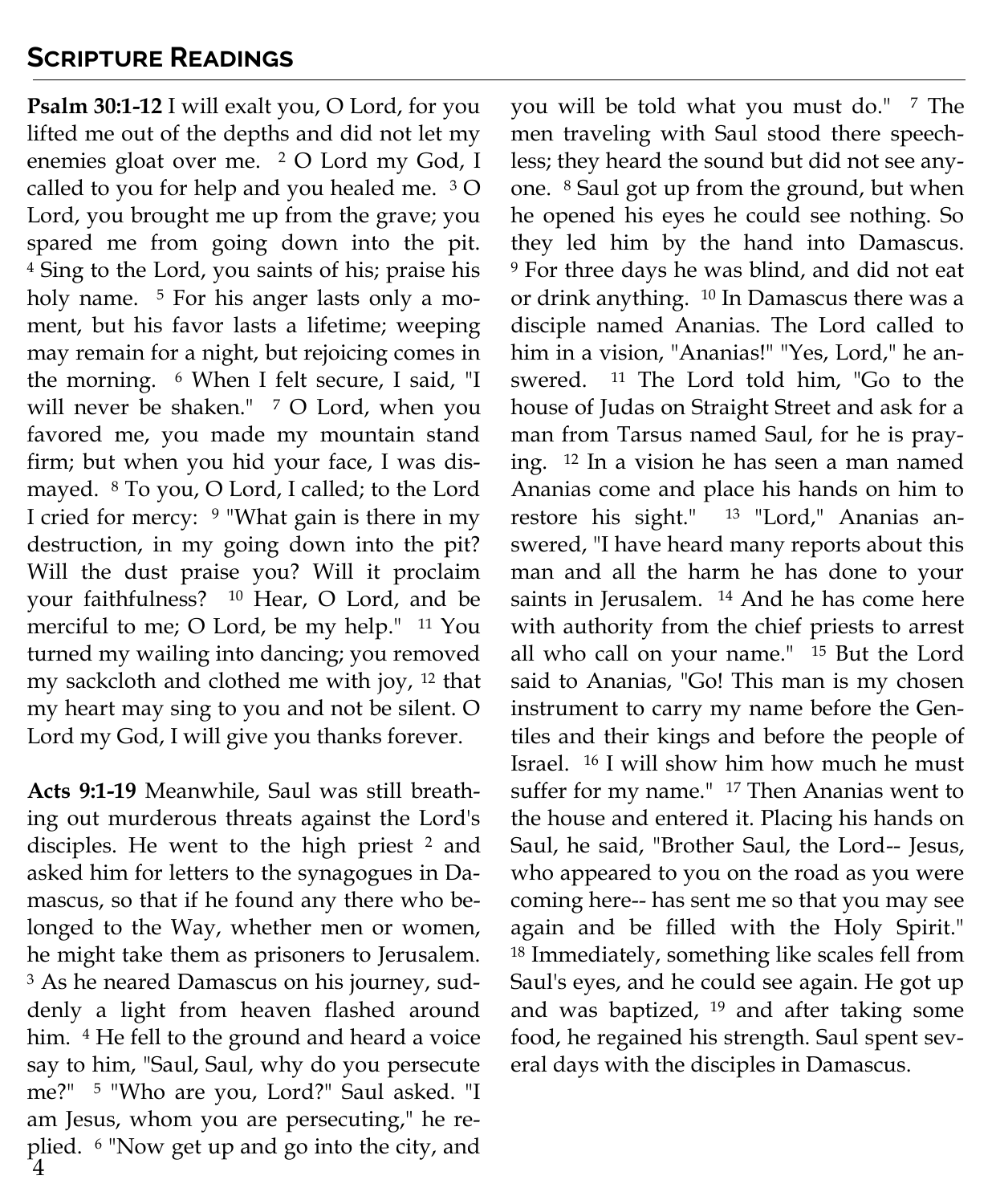## Scripture Readings

**Psalm 30:1-12** I will exalt you, O Lord, for you lifted me out of the depths and did not let my enemies gloat over me. [2] O Lord my God, I called to you for help and you healed me. [3] O Lord, you brought me up from the grave; you spared me from going down into the pit. [4] Sing to the Lord, you saints of his; praise his holy name. [5] For his anger lasts only a moment, but his favor lasts a lifetime; weeping may remain for a night, but rejoicing comes in the morning. [6] When I felt secure, I said, "I will never be shaken." [7] O Lord, when you favored me, you made my mountain stand firm; but when you hid your face, I was dismayed. [8] To you, O Lord, I called; to the Lord I cried for mercy: [9] "What gain is there in my destruction, in my going down into the pit? Will the dust praise you? Will it proclaim your faithfulness? [10] Hear, O Lord, and be merciful to me; O Lord, be my help." [11] You turned my wailing into dancing; you removed my sackcloth and clothed me with joy, [12] that my heart may sing to you and not be silent. O Lord my God, I will give you thanks forever.

**Acts 9:1-19** Meanwhile, Saul was still breathing out murderous threats against the Lord's disciples. He went to the high priest [2] and asked him for letters to the synagogues in Damascus, so that if he found any there who belonged to the Way, whether men or women, he might take them as prisoners to Jerusalem. [3] As he neared Damascus on his journey, suddenly a light from heaven flashed around him. [4] He fell to the ground and heard a voice say to him, "Saul, Saul, why do you persecute me?" [5] "Who are you, Lord?" Saul asked. "I am Jesus, whom you are persecuting," he replied. [6] "Now get up and go into the city, and you will be told what you must do." [7] The men traveling with Saul stood there speechless; they heard the sound but did not see anyone. [8] Saul got up from the ground, but when he opened his eyes he could see nothing. So they led him by the hand into Damascus. [9] For three days he was blind, and did not eat or drink anything. [10] In Damascus there was a disciple named Ananias. The Lord called to him in a vision, "Ananias!" "Yes, Lord," he answered. [11] The Lord told him, "Go to the house of Judas on Straight Street and ask for a man from Tarsus named Saul, for he is praying. [12] In a vision he has seen a man named Ananias come and place his hands on him to restore his sight." [13] "Lord," Ananias answered, "I have heard many reports about this man and all the harm he has done to your saints in Jerusalem. [14] And he has come here with authority from the chief priests to arrest all who call on your name." [15] But the Lord said to Ananias, "Go! This man is my chosen instrument to carry my name before the Gentiles and their kings and before the people of Israel. [16] I will show him how much he must suffer for my name." [17] Then Ananias went to the house and entered it. Placing his hands on Saul, he said, "Brother Saul, the Lord-- Jesus, who appeared to you on the road as you were coming here-- has sent me so that you may see again and be filled with the Holy Spirit." [18] Immediately, something like scales fell from Saul's eyes, and he could see again. He got up and was baptized, [19] and after taking some food, he regained his strength. Saul spent several days with the disciples in Damascus.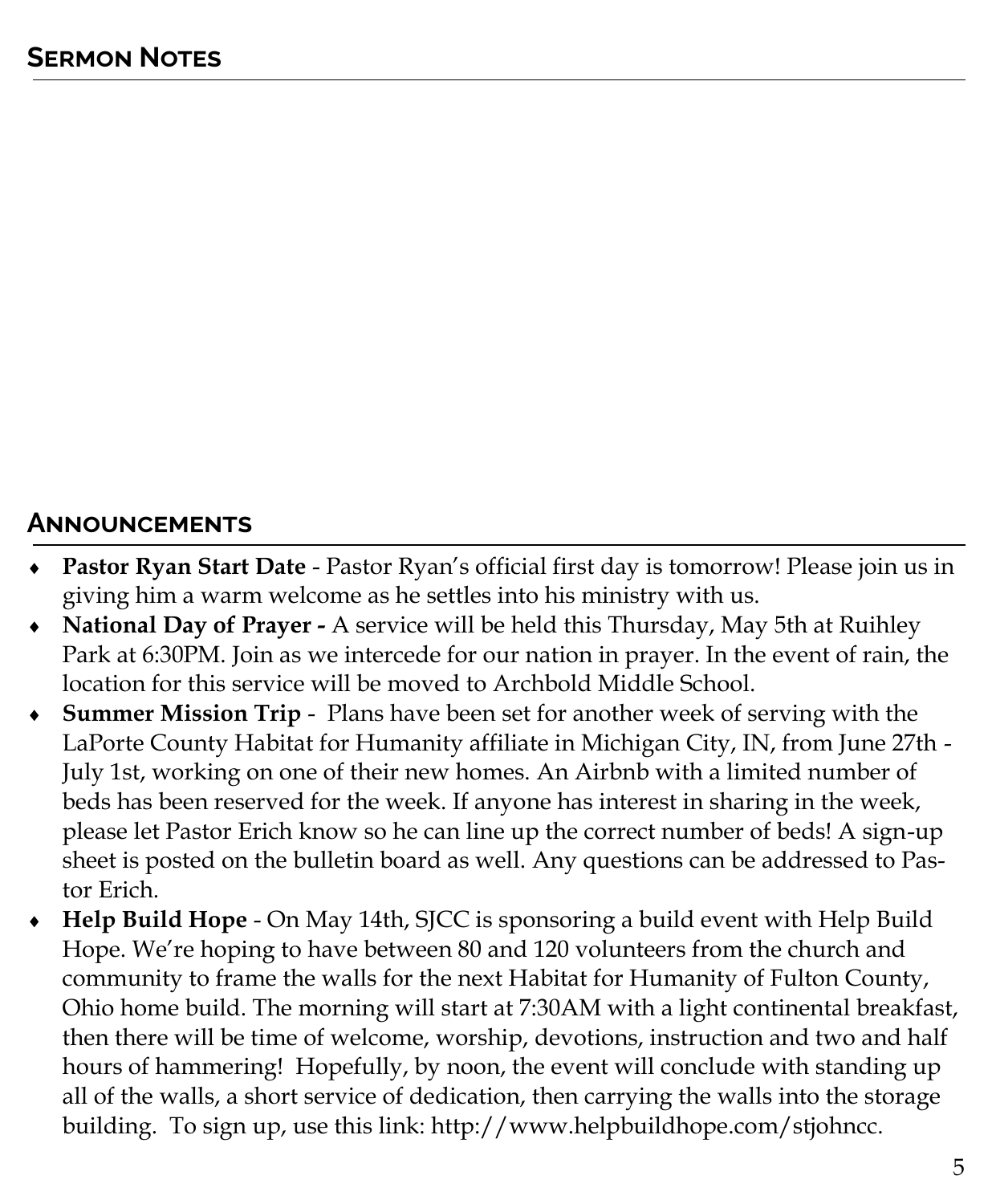## Sermon Notes

## Announcements

- **Pastor Ryan Start Date** - Pastor Ryan's official first day is tomorrow! Please join us in giving him a warm welcome as he settles into his ministry with us.
- **National Day of Prayer -** A service will be held this Thursday, May 5th at Ruihley Park at 6:30PM. Join as we intercede for our nation in prayer. In the event of rain, the location for this service will be moved to Archbold Middle School.
- **Summer Mission Trip** - Plans have been set for another week of serving with the LaPorte County Habitat for Humanity affiliate in Michigan City, IN, from June 27th - July 1st, working on one of their new homes. An Airbnb with a limited number of beds has been reserved for the week. If anyone has interest in sharing in the week, please let Pastor Erich know so he can line up the correct number of beds! A sign-up sheet is posted on the bulletin board as well. Any questions can be addressed to Pastor Erich.
- **Help Build Hope** - On May 14th, SJCC is sponsoring a build event with Help Build Hope. We're hoping to have between 80 and 120 volunteers from the church and community to frame the walls for the next Habitat for Humanity of Fulton County, Ohio home build. The morning will start at 7:30AM with a light continental breakfast, then there will be time of welcome, worship, devotions, instruction and two and half hours of hammering! Hopefully, by noon, the event will conclude with standing up all of the walls, a short service of dedication, then carrying the walls into the storage building. To sign up, use this link: http://www.helpbuildhope.com/stjohncc.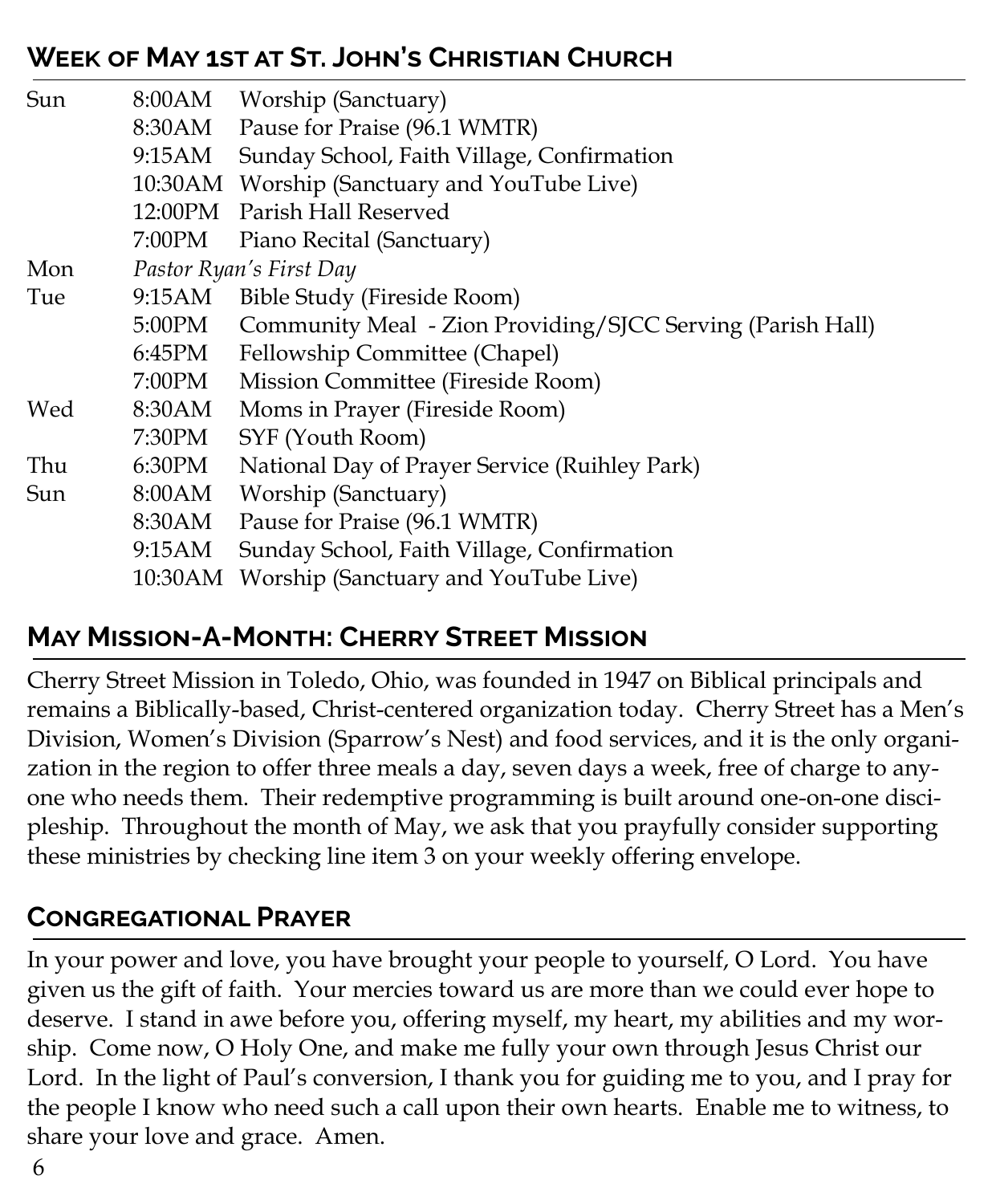## Week of May 1st at St. John's Christian Church

| | | |
|---|---|---|
| Sun | 8:00AM | Worship (Sanctuary) |
| | 8:30AM | Pause for Praise (96.1 WMTR) |
| | 9:15AM | Sunday School, Faith Village, Confirmation |
| | 10:30AM | Worship (Sanctuary and YouTube Live) |
| | 12:00PM | Parish Hall Reserved |
| | 7:00PM | Piano Recital (Sanctuary) |
| Mon | *Pastor Ryan's First Day* | |
| Tue | 9:15AM | Bible Study (Fireside Room) |
| | 5:00PM | Community Meal - Zion Providing/SJCC Serving (Parish Hall) |
| | 6:45PM | Fellowship Committee (Chapel) |
| | 7:00PM | Mission Committee (Fireside Room) |
| Wed | 8:30AM | Moms in Prayer (Fireside Room) |
| | 7:30PM | SYF (Youth Room) |
| Thu | 6:30PM | National Day of Prayer Service (Ruihley Park) |
| Sun | 8:00AM | Worship (Sanctuary) |
| | 8:30AM | Pause for Praise (96.1 WMTR) |
| | 9:15AM | Sunday School, Faith Village, Confirmation |
| | 10:30AM | Worship (Sanctuary and YouTube Live) |

## May Mission-A-Month: Cherry Street Mission

Cherry Street Mission in Toledo, Ohio, was founded in 1947 on Biblical principals and remains a Biblically-based, Christ-centered organization today. Cherry Street has a Men's Division, Women's Division (Sparrow's Nest) and food services, and it is the only organization in the region to offer three meals a day, seven days a week, free of charge to anyone who needs them. Their redemptive programming is built around one-on-one discipleship. Throughout the month of May, we ask that you prayfully consider supporting these ministries by checking line item 3 on your weekly offering envelope.

## Congregational Prayer

In your power and love, you have brought your people to yourself, O Lord. You have given us the gift of faith. Your mercies toward us are more than we could ever hope to deserve. I stand in awe before you, offering myself, my heart, my abilities and my worship. Come now, O Holy One, and make me fully your own through Jesus Christ our Lord. In the light of Paul's conversion, I thank you for guiding me to you, and I pray for the people I know who need such a call upon their own hearts. Enable me to witness, to share your love and grace. Amen.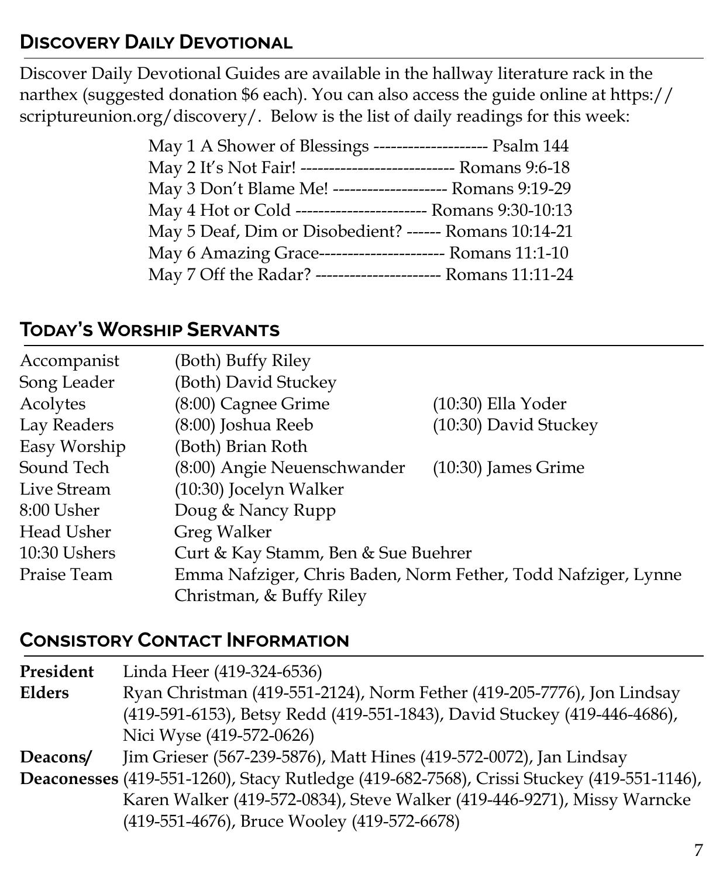## Discovery Daily Devotional

Discover Daily Devotional Guides are available in the hallway literature rack in the narthex (suggested donation $6 each). You can also access the guide online at https://scriptureunion.org/discovery/. Below is the list of daily readings for this week:

May 1 A Shower of Blessings -------------------- Psalm 144
May 2 It's Not Fair! --------------------------- Romans 9:6-18
May 3 Don't Blame Me! -------------------- Romans 9:19-29
May 4 Hot or Cold ----------------------- Romans 9:30-10:13
May 5 Deaf, Dim or Disobedient? ------ Romans 10:14-21
May 6 Amazing Grace---------------------- Romans 11:1-10
May 7 Off the Radar? ---------------------- Romans 11:11-24

## Today's Worship Servants

| | | |
|---|---|---|
| Accompanist | (Both) Buffy Riley | |
| Song Leader | (Both) David Stuckey | |
| Acolytes | (8:00) Cagnee Grime | (10:30) Ella Yoder |
| Lay Readers | (8:00) Joshua Reeb | (10:30) David Stuckey |
| Easy Worship | (Both) Brian Roth | |
| Sound Tech | (8:00) Angie Neuenschwander | (10:30) James Grime |
| Live Stream | (10:30) Jocelyn Walker | |
| 8:00 Usher | Doug & Nancy Rupp | |
| Head Usher | Greg Walker | |
| 10:30 Ushers | Curt & Kay Stamm, Ben & Sue Buehrer | |
| Praise Team | Emma Nafziger, Chris Baden, Norm Fether, Todd Nafziger, Lynne Christman, & Buffy Riley | |

## Consistory Contact Information

**President** Linda Heer (419-324-6536)

**Elders** Ryan Christman (419-551-2124), Norm Fether (419-205-7776), Jon Lindsay (419-591-6153), Betsy Redd (419-551-1843), David Stuckey (419-446-4686), Nici Wyse (419-572-0626)

**Deacons/ Deaconesses** Jim Grieser (567-239-5876), Matt Hines (419-572-0072), Jan Lindsay (419-551-1260), Stacy Rutledge (419-682-7568), Crissi Stuckey (419-551-1146), Karen Walker (419-572-0834), Steve Walker (419-446-9271), Missy Warncke (419-551-4676), Bruce Wooley (419-572-6678)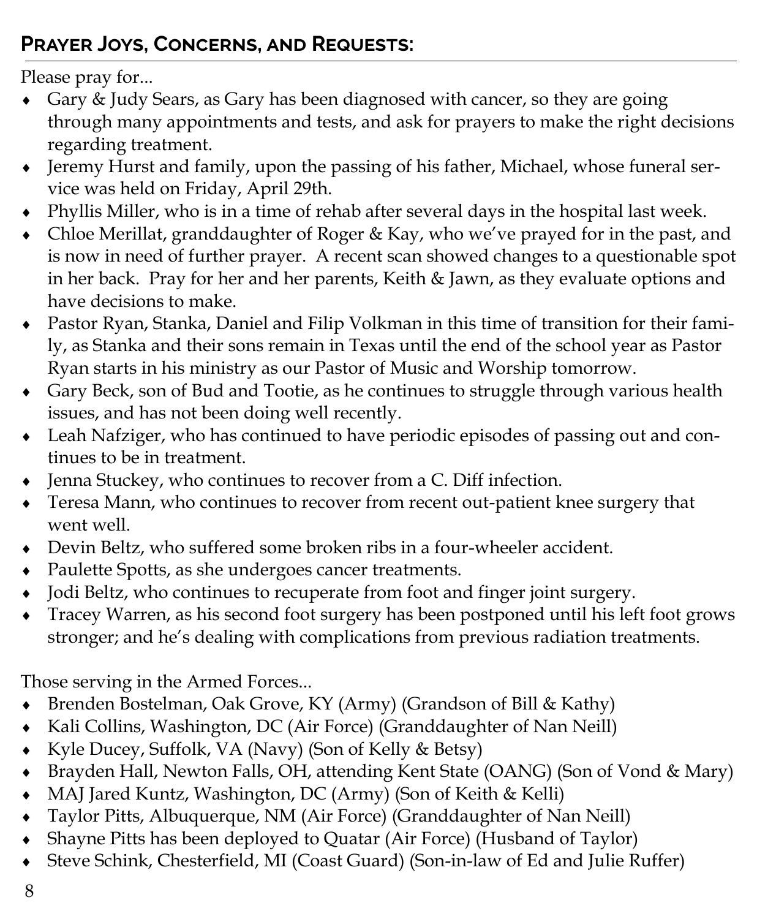## Prayer Joys, Concerns, and Requests:

Please pray for...

- Gary & Judy Sears, as Gary has been diagnosed with cancer, so they are going through many appointments and tests, and ask for prayers to make the right decisions regarding treatment.
- Jeremy Hurst and family, upon the passing of his father, Michael, whose funeral service was held on Friday, April 29th.
- Phyllis Miller, who is in a time of rehab after several days in the hospital last week.
- Chloe Merillat, granddaughter of Roger & Kay, who we've prayed for in the past, and is now in need of further prayer. A recent scan showed changes to a questionable spot in her back. Pray for her and her parents, Keith & Jawn, as they evaluate options and have decisions to make.
- Pastor Ryan, Stanka, Daniel and Filip Volkman in this time of transition for their family, as Stanka and their sons remain in Texas until the end of the school year as Pastor Ryan starts in his ministry as our Pastor of Music and Worship tomorrow.
- Gary Beck, son of Bud and Tootie, as he continues to struggle through various health issues, and has not been doing well recently.
- Leah Nafziger, who has continued to have periodic episodes of passing out and continues to be in treatment.
- Jenna Stuckey, who continues to recover from a C. Diff infection.
- Teresa Mann, who continues to recover from recent out-patient knee surgery that went well.
- Devin Beltz, who suffered some broken ribs in a four-wheeler accident.
- Paulette Spotts, as she undergoes cancer treatments.
- Jodi Beltz, who continues to recuperate from foot and finger joint surgery.
- Tracey Warren, as his second foot surgery has been postponed until his left foot grows stronger; and he's dealing with complications from previous radiation treatments.

Those serving in the Armed Forces...

- Brenden Bostelman, Oak Grove, KY (Army) (Grandson of Bill & Kathy)
- Kali Collins, Washington, DC (Air Force) (Granddaughter of Nan Neill)
- Kyle Ducey, Suffolk, VA (Navy) (Son of Kelly & Betsy)
- Brayden Hall, Newton Falls, OH, attending Kent State (OANG) (Son of Vond & Mary)
- MAJ Jared Kuntz, Washington, DC (Army) (Son of Keith & Kelli)
- Taylor Pitts, Albuquerque, NM (Air Force) (Granddaughter of Nan Neill)
- Shayne Pitts has been deployed to Quatar (Air Force) (Husband of Taylor)
- Steve Schink, Chesterfield, MI (Coast Guard) (Son-in-law of Ed and Julie Ruffer)